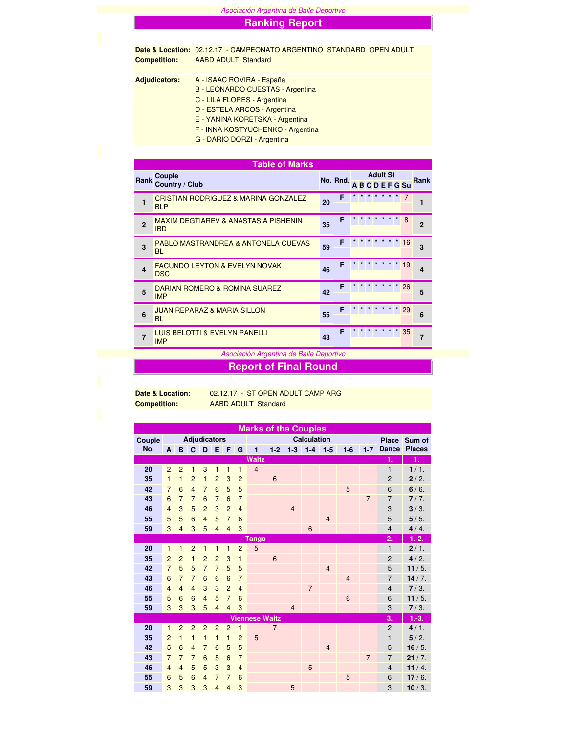*Asociación Argentina de Baile Deportivo*

# Ranking Report

**Date & Location:** 02.12.17 - CAMPEONATO ARGENTINO STANDARD OPEN ADULT
**Competition:** AABD ADULT Standard

**Adjudicators:**
A - ISAAC ROVIRA - España
B - LEONARDO CUESTAS - Argentina
C - LILA FLORES - Argentina
D - ESTELA ARCOS - Argentina
E - YANINA KORETSKA - Argentina
F - INNA KOSTYUCHENKO - Argentina
G - DARIO DORZI - Argentina

## Table of Marks

| Rank | Couple<br>Country / Club | No. | Rnd. | Adult St A | B | C | D | E | F | G | Su | Rank |
|---|---|---|---|---|---|---|---|---|---|---|---|---|
| 1 | CRISTIAN RODRIGUEZ & MARINA GONZALEZ<br>BLP | 20 | F | * | * | * | * | * | * | * | 7 | 1 |
| 2 | MAXIM DEGTIAREV & ANASTASIA PISHENIN<br>IBD | 35 | F | * | * | * | * | * | * | * | 8 | 2 |
| 3 | PABLO MASTRANDREA & ANTONELA CUEVAS<br>BL | 59 | F | * | * | * | * | * | * | * | 16 | 3 |
| 4 | FACUNDO LEYTON & EVELYN NOVAK<br>DSC | 46 | F | * | * | * | * | * | * | * | 19 | 4 |
| 5 | DARIAN ROMERO & ROMINA SUAREZ<br>IMP | 42 | F | * | * | * | * | * | * | * | 26 | 5 |
| 6 | JUAN REPARAZ & MARIA SILLON<br>BL | 55 | F | * | * | * | * | * | * | * | 29 | 6 |
| 7 | LUIS BELOTTI & EVELYN PANELLI<br>IMP | 43 | F | * | * | * | * | * | * | * | 35 | 7 |

*Asociación Argentina de Baile Deportivo*

# Report of Final Round

**Date & Location:** 02.12.17 - ST OPEN ADULT CAMP ARG
**Competition:** AABD ADULT Standard

## Marks of the Couples

| Couple No. | A | B | C | D | E | F | G | 1 | 1-2 | 1-3 | 1-4 | 1-5 | 1-6 | 1-7 | Place Dance | Sum of Places |
|---|---|---|---|---|---|---|---|---|---|---|---|---|---|---|---|---|
| **Waltz** | | | | | | | | | | | | | | | 1. | 1. |
| 20 | 2 | 2 | 1 | 3 | 1 | 1 | 1 | 4 | | | | | | | 1 | **1** / 1. |
| 35 | 1 | 1 | 2 | 1 | 2 | 3 | 2 | | 6 | | | | | | 2 | **2** / 2. |
| 42 | 7 | 6 | 4 | 7 | 6 | 5 | 5 | | | | | | 5 | | 6 | **6** / 6. |
| 43 | 6 | 7 | 7 | 6 | 7 | 6 | 7 | | | | | | | 7 | 7 | **7** / 7. |
| 46 | 4 | 3 | 5 | 2 | 3 | 2 | 4 | | | 4 | | | | | 3 | **3** / 3. |
| 55 | 5 | 5 | 6 | 4 | 5 | 7 | 6 | | | | | 4 | | | 5 | **5** / 5. |
| 59 | 3 | 4 | 3 | 5 | 4 | 4 | 3 | | | | 6 | | | | 4 | **4** / 4. |
| **Tango** | | | | | | | | | | | | | | | 2. | 1.-2. |
| 20 | 1 | 1 | 2 | 1 | 1 | 1 | 2 | 5 | | | | | | | 1 | **2** / 1. |
| 35 | 2 | 2 | 1 | 2 | 2 | 3 | 1 | | 6 | | | | | | 2 | **4** / 2. |
| 42 | 7 | 5 | 5 | 7 | 7 | 5 | 5 | | | | | 4 | | | 5 | **11** / 5. |
| 43 | 6 | 7 | 7 | 6 | 6 | 6 | 7 | | | | | | 4 | | 7 | **14** / 7. |
| 46 | 4 | 4 | 4 | 3 | 3 | 2 | 4 | | | | 7 | | | | 4 | **7** / 3. |
| 55 | 5 | 6 | 6 | 4 | 5 | 7 | 6 | | | | | | 6 | | 6 | **11** / 5. |
| 59 | 3 | 3 | 3 | 5 | 4 | 4 | 3 | | | 4 | | | | | 3 | **7** / 3. |
| **Viennese Waltz** | | | | | | | | | | | | | | | 3. | 1.-3. |
| 20 | 1 | 2 | 2 | 2 | 2 | 2 | 1 | | 7 | | | | | | 2 | **4** / 1. |
| 35 | 2 | 1 | 1 | 1 | 1 | 1 | 2 | 5 | | | | | | | 1 | **5** / 2. |
| 42 | 5 | 6 | 4 | 7 | 6 | 5 | 5 | | | | | 4 | | | 5 | **16** / 5. |
| 43 | 7 | 7 | 7 | 6 | 5 | 6 | 7 | | | | | | | 7 | 7 | **21** / 7. |
| 46 | 4 | 4 | 5 | 5 | 3 | 3 | 4 | | | | 5 | | | | 4 | **11** / 4. |
| 55 | 6 | 5 | 6 | 4 | 7 | 7 | 6 | | | | | | 5 | | 6 | **17** / 6. |
| 59 | 3 | 3 | 3 | 3 | 4 | 4 | 3 | | | 5 | | | | | 3 | **10** / 3. |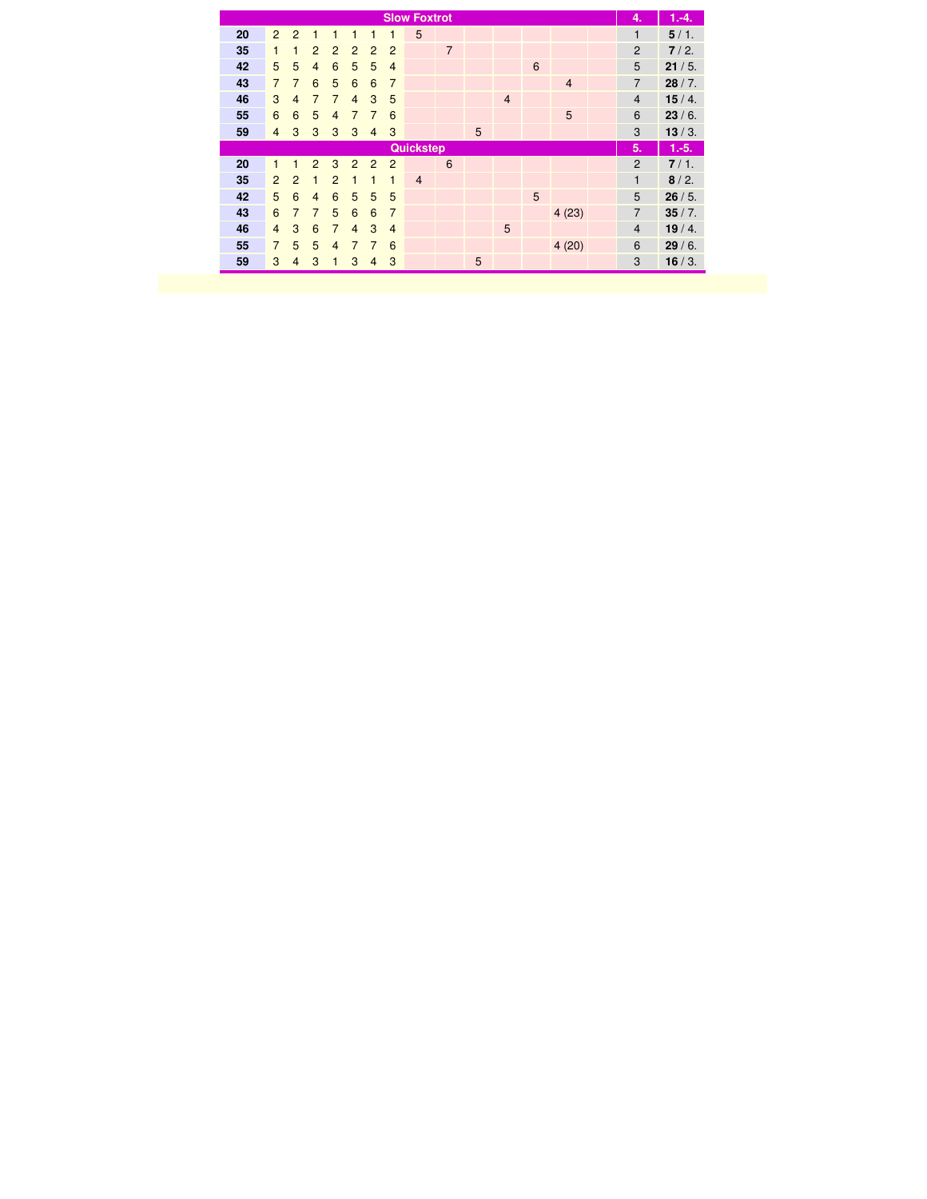| Slow Foxtrot | | | | | | | | | | | | | | | 4. | 1.-4. |
|---|---|---|---|---|---|---|---|---|---|---|---|---|---|---|---|---|
| **20** | 2 | 2 | 1 | 1 | 1 | 1 | 1 | 5 | | | | | | | 1 | **5** / 1. |
| **35** | 1 | 1 | 2 | 2 | 2 | 2 | 2 | | 7 | | | | | | 2 | **7** / 2. |
| **42** | 5 | 5 | 4 | 6 | 5 | 5 | 4 | | | | | 6 | | | 5 | **21** / 5. |
| **43** | 7 | 7 | 6 | 5 | 6 | 6 | 7 | | | | | | 4 | | 7 | **28** / 7. |
| **46** | 3 | 4 | 7 | 7 | 4 | 3 | 5 | | | | 4 | | | | 4 | **15** / 4. |
| **55** | 6 | 6 | 5 | 4 | 7 | 7 | 6 | | | | | | 5 | | 6 | **23** / 6. |
| **59** | 4 | 3 | 3 | 3 | 3 | 4 | 3 | | | 5 | | | | | 3 | **13** / 3. |
| **Quickstep** | | | | | | | | | | | | | | | **5.** | **1.-5.** |
| **20** | 1 | 1 | 2 | 3 | 2 | 2 | 2 | | 6 | | | | | | 2 | **7** / 1. |
| **35** | 2 | 2 | 1 | 2 | 1 | 1 | 1 | 4 | | | | | | | 1 | **8** / 2. |
| **42** | 5 | 6 | 4 | 6 | 5 | 5 | 5 | | | | | 5 | | | 5 | **26** / 5. |
| **43** | 6 | 7 | 7 | 5 | 6 | 6 | 7 | | | | | | 4 (23) | | 7 | **35** / 7. |
| **46** | 4 | 3 | 6 | 7 | 4 | 3 | 4 | | | | 5 | | | | 4 | **19** / 4. |
| **55** | 7 | 5 | 5 | 4 | 7 | 7 | 6 | | | | | | 4 (20) | | 6 | **29** / 6. |
| **59** | 3 | 4 | 3 | 1 | 3 | 4 | 3 | | | 5 | | | | | 3 | **16** / 3. |